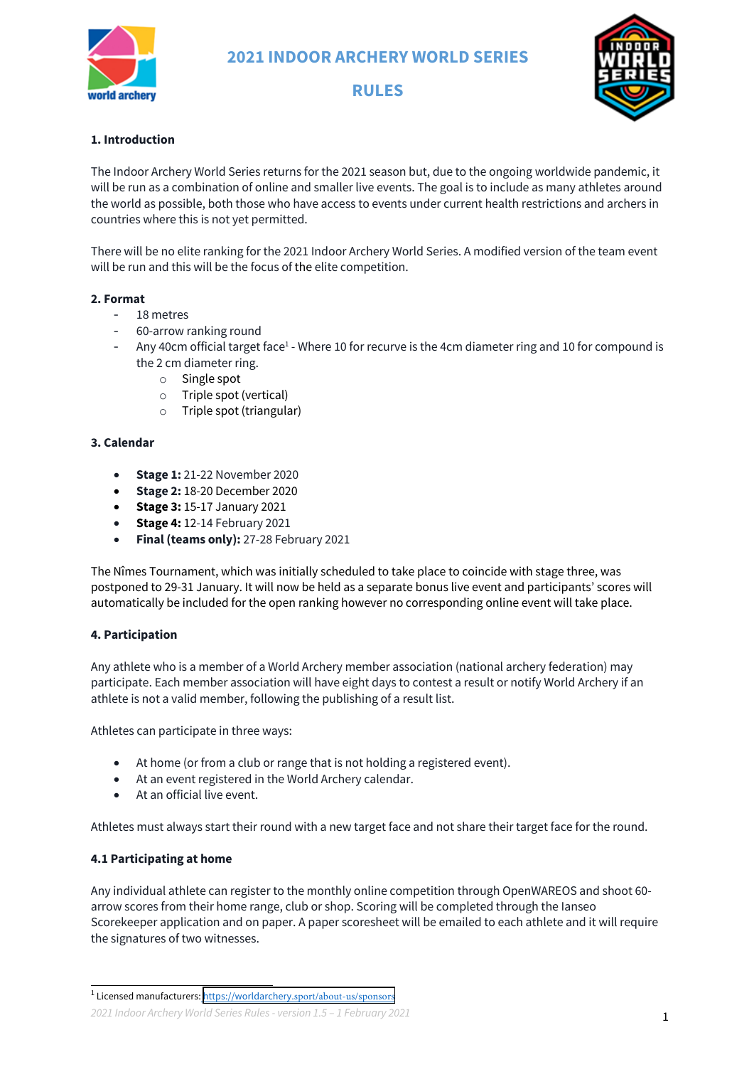# 2021 INDOOR ARCHERY WORLD SERIES

# RULES

## 1. Introduction

The Indoor Archery World Series returns for the 2021 season but, due to the ongoing worldwide pandemic, it will be run as a combination of online and smaller live events. The goal is to include as many athletes around the world as possible, both those who have access to events under current health restrictions and archers in countries where this is not yet permitted.

There will be no elite ranking for the 2021 Indoor Archery World Series. A modified version of the team event will be run and this will be the focus of the elite competition.

## 2. Format

- 18 metres
- 60-arrow ranking round
- Any 40cm official target face[1] - Where 10 for recurve is the 4cm diameter ring and 10 for compound is the 2 cm diameter ring.
  - Single spot
  - Triple spot (vertical)
  - Triple spot (triangular)

## 3. Calendar

- **Stage 1:** 21-22 November 2020
- **Stage 2:** 18-20 December 2020
- **Stage 3:** 15-17 January 2021
- **Stage 4:** 12-14 February 2021
- **Final (teams only):** 27-28 February 2021

The Nîmes Tournament, which was initially scheduled to take place to coincide with stage three, was postponed to 29-31 January. It will now be held as a separate bonus live event and participants' scores will automatically be included for the open ranking however no corresponding online event will take place.

## 4. Participation

Any athlete who is a member of a World Archery member association (national archery federation) may participate. Each member association will have eight days to contest a result or notify World Archery if an athlete is not a valid member, following the publishing of a result list.

Athletes can participate in three ways:

- At home (or from a club or range that is not holding a registered event).
- At an event registered in the World Archery calendar.
- At an official live event.

Athletes must always start their round with a new target face and not share their target face for the round.

### 4.1 Participating at home

Any individual athlete can register to the monthly online competition through OpenWAREOS and shoot 60-arrow scores from their home range, club or shop. Scoring will be completed through the Ianseo Scorekeeper application and on paper. A paper scoresheet will be emailed to each athlete and it will require the signatures of two witnesses.

---

[1] Licensed manufacturers: https://worldarchery.sport/about-us/sponsors

*2021 Indoor Archery World Series Rules - version 1.5 – 1 February 2021*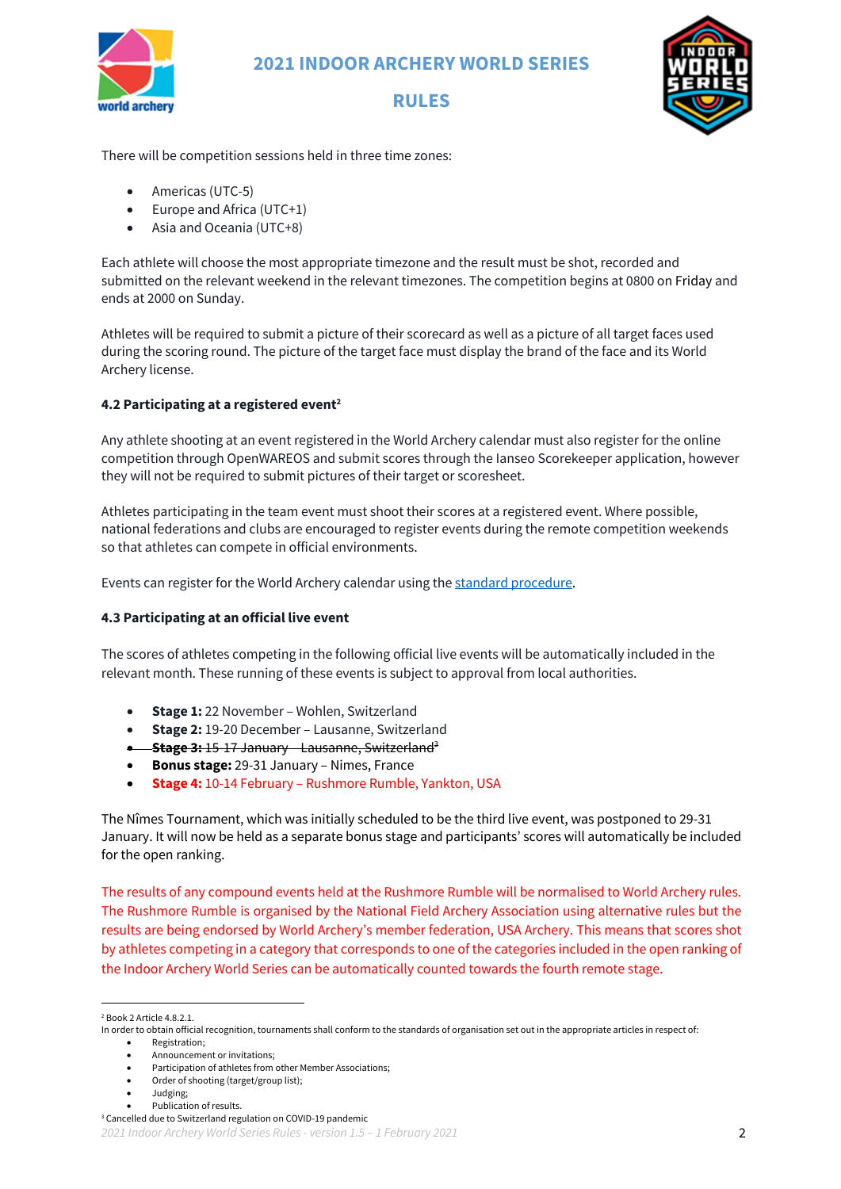There will be competition sessions held in three time zones:

- Americas (UTC-5)
- Europe and Africa (UTC+1)
- Asia and Oceania (UTC+8)

Each athlete will choose the most appropriate timezone and the result must be shot, recorded and submitted on the relevant weekend in the relevant timezones. The competition begins at 0800 on Friday and ends at 2000 on Sunday.

Athletes will be required to submit a picture of their scorecard as well as a picture of all target faces used during the scoring round. The picture of the target face must display the brand of the face and its World Archery license.

#### 4.2 Participating at a registered event[2]

Any athlete shooting at an event registered in the World Archery calendar must also register for the online competition through OpenWAREOS and submit scores through the Ianseo Scorekeeper application, however they will not be required to submit pictures of their target or scoresheet.

Athletes participating in the team event must shoot their scores at a registered event. Where possible, national federations and clubs are encouraged to register events during the remote competition weekends so that athletes can compete in official environments.

Events can register for the World Archery calendar using the standard procedure.

#### 4.3 Participating at an official live event

The scores of athletes competing in the following official live events will be automatically included in the relevant month. These running of these events is subject to approval from local authorities.

- **Stage 1:** 22 November – Wohlen, Switzerland
- **Stage 2:** 19-20 December – Lausanne, Switzerland
- ~~**Stage 3:** 15-17 January – Lausanne, Switzerland~~[3]
- **Bonus stage:** 29-31 January – Nimes, France
- **Stage 4:** 10-14 February – Rushmore Rumble, Yankton, USA

The Nîmes Tournament, which was initially scheduled to be the third live event, was postponed to 29-31 January. It will now be held as a separate bonus stage and participants' scores will automatically be included for the open ranking.

The results of any compound events held at the Rushmore Rumble will be normalised to World Archery rules. The Rushmore Rumble is organised by the National Field Archery Association using alternative rules but the results are being endorsed by World Archery's member federation, USA Archery. This means that scores shot by athletes competing in a category that corresponds to one of the categories included in the open ranking of the Indoor Archery World Series can be automatically counted towards the fourth remote stage.

---

[2] Book 2 Article 4.8.2.1.
In order to obtain official recognition, tournaments shall conform to the standards of organisation set out in the appropriate articles in respect of:

- Registration;
- Announcement or invitations;
- Participation of athletes from other Member Associations;
- Order of shooting (target/group list);
- Judging;
- Publication of results.

[3] Cancelled due to Switzerland regulation on COVID-19 pandemic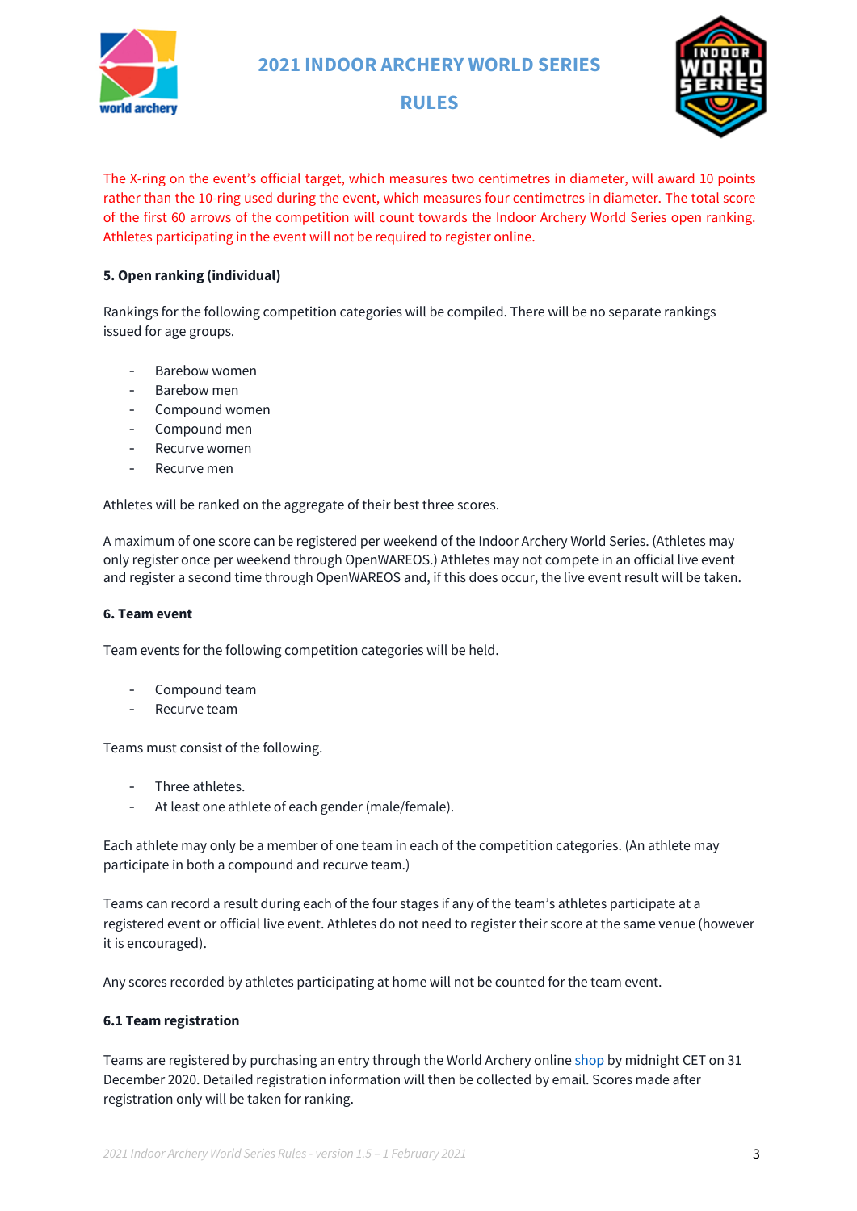The X-ring on the event's official target, which measures two centimetres in diameter, will award 10 points rather than the 10-ring used during the event, which measures four centimetres in diameter. The total score of the first 60 arrows of the competition will count towards the Indoor Archery World Series open ranking. Athletes participating in the event will not be required to register online.

**5. Open ranking (individual)**

Rankings for the following competition categories will be compiled. There will be no separate rankings issued for age groups.

- Barebow women
- Barebow men
- Compound women
- Compound men
- Recurve women
- Recurve men

Athletes will be ranked on the aggregate of their best three scores.

A maximum of one score can be registered per weekend of the Indoor Archery World Series. (Athletes may only register once per weekend through OpenWAREOS.) Athletes may not compete in an official live event and register a second time through OpenWAREOS and, if this does occur, the live event result will be taken.

**6. Team event**

Team events for the following competition categories will be held.

- Compound team
- Recurve team

Teams must consist of the following.

- Three athletes.
- At least one athlete of each gender (male/female).

Each athlete may only be a member of one team in each of the competition categories. (An athlete may participate in both a compound and recurve team.)

Teams can record a result during each of the four stages if any of the team's athletes participate at a registered event or official live event. Athletes do not need to register their score at the same venue (however it is encouraged).

Any scores recorded by athletes participating at home will not be counted for the team event.

**6.1 Team registration**

Teams are registered by purchasing an entry through the World Archery online shop by midnight CET on 31 December 2020. Detailed registration information will then be collected by email. Scores made after registration only will be taken for ranking.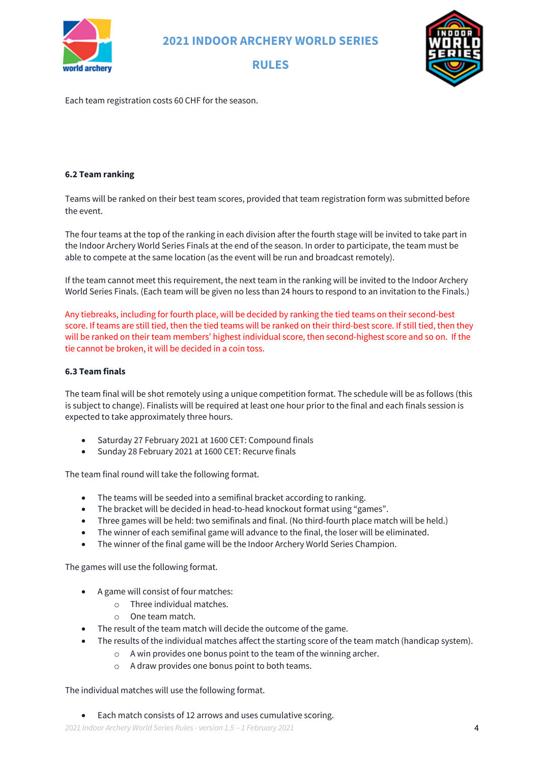Each team registration costs 60 CHF for the season.

### 6.2 Team ranking

Teams will be ranked on their best team scores, provided that team registration form was submitted before the event.

The four teams at the top of the ranking in each division after the fourth stage will be invited to take part in the Indoor Archery World Series Finals at the end of the season. In order to participate, the team must be able to compete at the same location (as the event will be run and broadcast remotely).

If the team cannot meet this requirement, the next team in the ranking will be invited to the Indoor Archery World Series Finals. (Each team will be given no less than 24 hours to respond to an invitation to the Finals.)

Any tiebreaks, including for fourth place, will be decided by ranking the tied teams on their second-best score. If teams are still tied, then the tied teams will be ranked on their third-best score. If still tied, then they will be ranked on their team members' highest individual score, then second-highest score and so on. If the tie cannot be broken, it will be decided in a coin toss.

### 6.3 Team finals

The team final will be shot remotely using a unique competition format. The schedule will be as follows (this is subject to change). Finalists will be required at least one hour prior to the final and each finals session is expected to take approximately three hours.

- Saturday 27 February 2021 at 1600 CET: Compound finals
- Sunday 28 February 2021 at 1600 CET: Recurve finals

The team final round will take the following format.

- The teams will be seeded into a semifinal bracket according to ranking.
- The bracket will be decided in head-to-head knockout format using "games".
- Three games will be held: two semifinals and final. (No third-fourth place match will be held.)
- The winner of each semifinal game will advance to the final, the loser will be eliminated.
- The winner of the final game will be the Indoor Archery World Series Champion.

The games will use the following format.

- A game will consist of four matches:
  - Three individual matches.
  - One team match.
- The result of the team match will decide the outcome of the game.
- The results of the individual matches affect the starting score of the team match (handicap system).
  - A win provides one bonus point to the team of the winning archer.
  - A draw provides one bonus point to both teams.

The individual matches will use the following format.

- Each match consists of 12 arrows and uses cumulative scoring.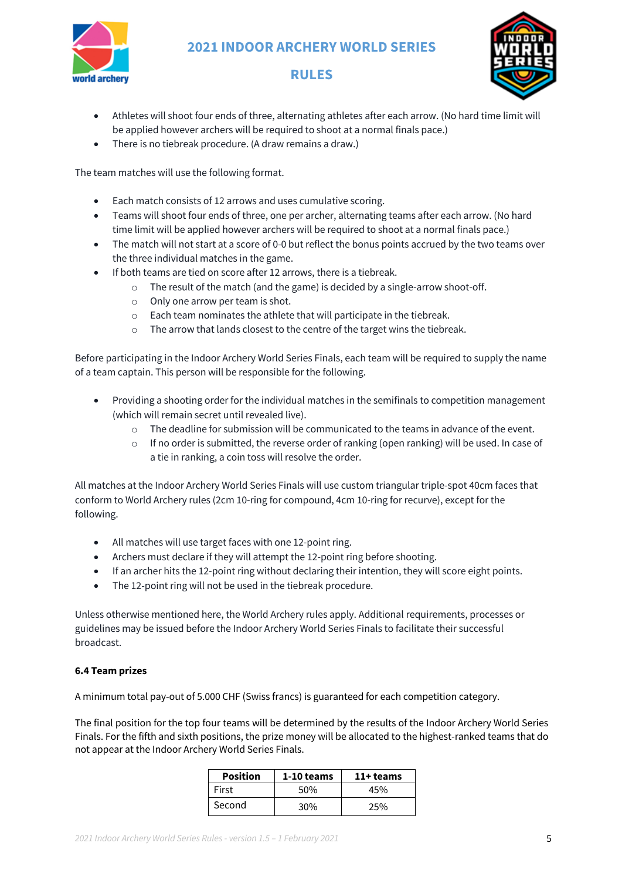- Athletes will shoot four ends of three, alternating athletes after each arrow. (No hard time limit will be applied however archers will be required to shoot at a normal finals pace.)
- There is no tiebreak procedure. (A draw remains a draw.)

The team matches will use the following format.

- Each match consists of 12 arrows and uses cumulative scoring.
- Teams will shoot four ends of three, one per archer, alternating teams after each arrow. (No hard time limit will be applied however archers will be required to shoot at a normal finals pace.)
- The match will not start at a score of 0-0 but reflect the bonus points accrued by the two teams over the three individual matches in the game.
- If both teams are tied on score after 12 arrows, there is a tiebreak.
    - The result of the match (and the game) is decided by a single-arrow shoot-off.
    - Only one arrow per team is shot.
    - Each team nominates the athlete that will participate in the tiebreak.
    - The arrow that lands closest to the centre of the target wins the tiebreak.

Before participating in the Indoor Archery World Series Finals, each team will be required to supply the name of a team captain. This person will be responsible for the following.

- Providing a shooting order for the individual matches in the semifinals to competition management (which will remain secret until revealed live).
    - The deadline for submission will be communicated to the teams in advance of the event.
    - If no order is submitted, the reverse order of ranking (open ranking) will be used. In case of a tie in ranking, a coin toss will resolve the order.

All matches at the Indoor Archery World Series Finals will use custom triangular triple-spot 40cm faces that conform to World Archery rules (2cm 10-ring for compound, 4cm 10-ring for recurve), except for the following.

- All matches will use target faces with one 12-point ring.
- Archers must declare if they will attempt the 12-point ring before shooting.
- If an archer hits the 12-point ring without declaring their intention, they will score eight points.
- The 12-point ring will not be used in the tiebreak procedure.

Unless otherwise mentioned here, the World Archery rules apply. Additional requirements, processes or guidelines may be issued before the Indoor Archery World Series Finals to facilitate their successful broadcast.

**6.4 Team prizes**

A minimum total pay-out of 5.000 CHF (Swiss francs) is guaranteed for each competition category.

The final position for the top four teams will be determined by the results of the Indoor Archery World Series Finals. For the fifth and sixth positions, the prize money will be allocated to the highest-ranked teams that do not appear at the Indoor Archery World Series Finals.

| Position | 1-10 teams | 11+ teams |
| --- | --- | --- |
| First | 50% | 45% |
| Second | 30% | 25% |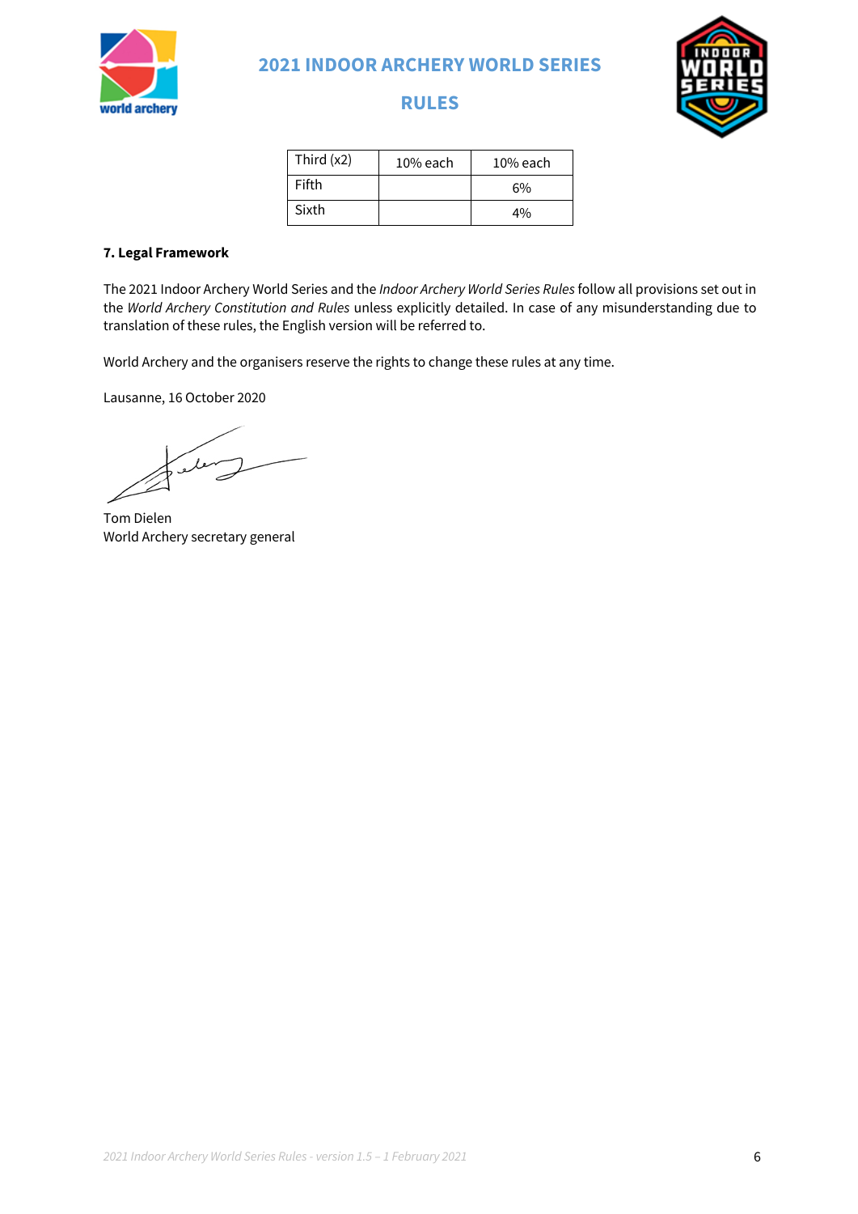| | | |
|---|---|---|
| Third (x2) | 10% each | 10% each |
| Fifth | | 6% |
| Sixth | | 4% |

**7. Legal Framework**

The 2021 Indoor Archery World Series and the *Indoor Archery World Series Rules* follow all provisions set out in the *World Archery Constitution and Rules* unless explicitly detailed. In case of any misunderstanding due to translation of these rules, the English version will be referred to.

World Archery and the organisers reserve the rights to change these rules at any time.

Lausanne, 16 October 2020

Tom Dielen
World Archery secretary general